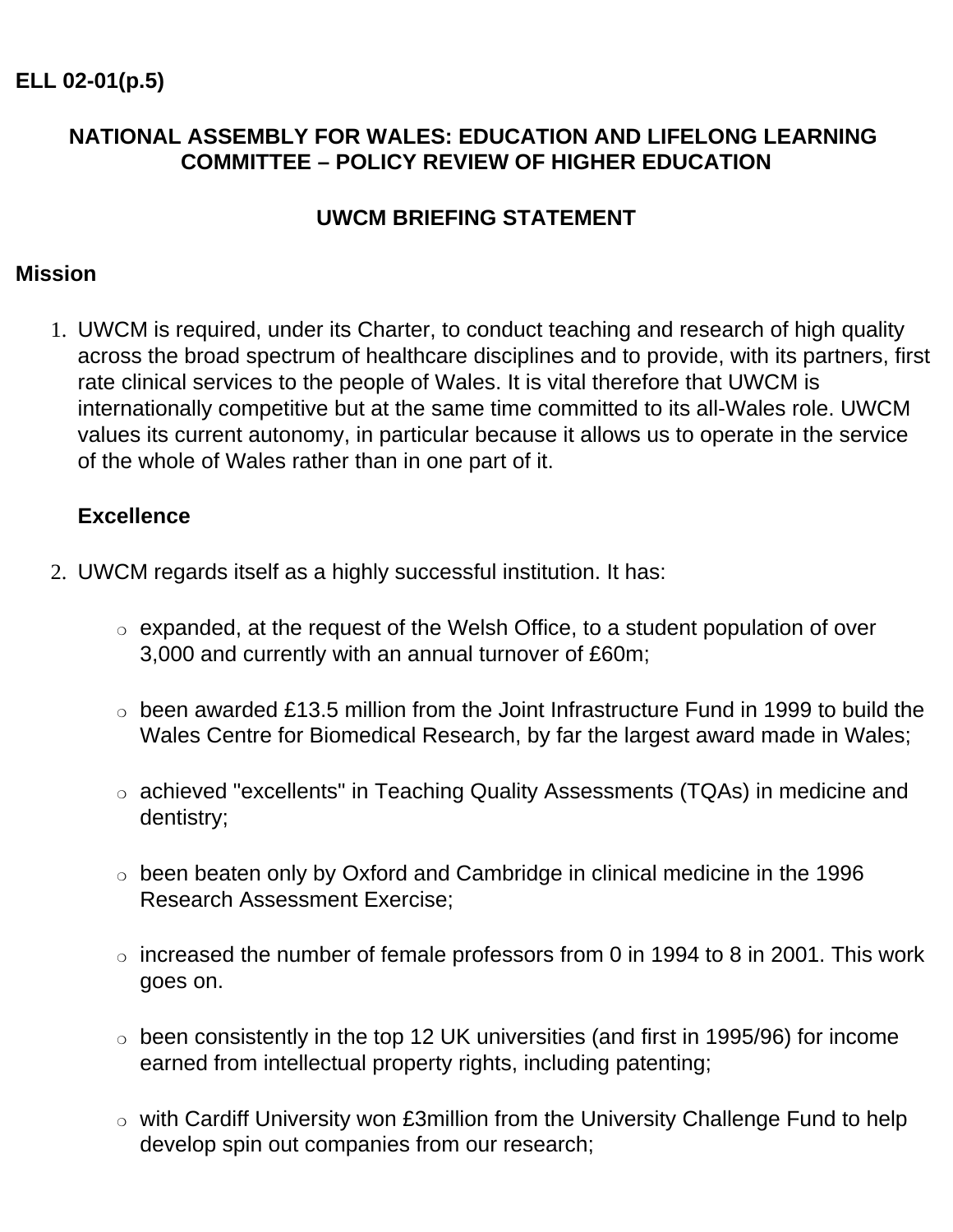ELL 02-01(p.5)

## NATIONAL ASSEMBLY FOR WALES: EDUCATION AND LIFELONG LEARNING COMMITTEE – POLICY REVIEW OF HIGHER EDUCATION

## UWCM BRIEFING STATEMENT

### Mission

1. UWCM is required, under its Charter, to conduct teaching and research of high quality across the broad spectrum of healthcare disciplines and to provide, with its partners, first rate clinical services to the people of Wales. It is vital therefore that UWCM is internationally competitive but at the same time committed to its all-Wales role. UWCM values its current autonomy, in particular because it allows us to operate in the service of the whole of Wales rather than in one part of it.

   **Excellence**

2. UWCM regards itself as a highly successful institution. It has:

   - expanded, at the request of the Welsh Office, to a student population of over 3,000 and currently with an annual turnover of £60m;
   - been awarded £13.5 million from the Joint Infrastructure Fund in 1999 to build the Wales Centre for Biomedical Research, by far the largest award made in Wales;
   - achieved "excellents" in Teaching Quality Assessments (TQAs) in medicine and dentistry;
   - been beaten only by Oxford and Cambridge in clinical medicine in the 1996 Research Assessment Exercise;
   - increased the number of female professors from 0 in 1994 to 8 in 2001. This work goes on.
   - been consistently in the top 12 UK universities (and first in 1995/96) for income earned from intellectual property rights, including patenting;
   - with Cardiff University won £3million from the University Challenge Fund to help develop spin out companies from our research;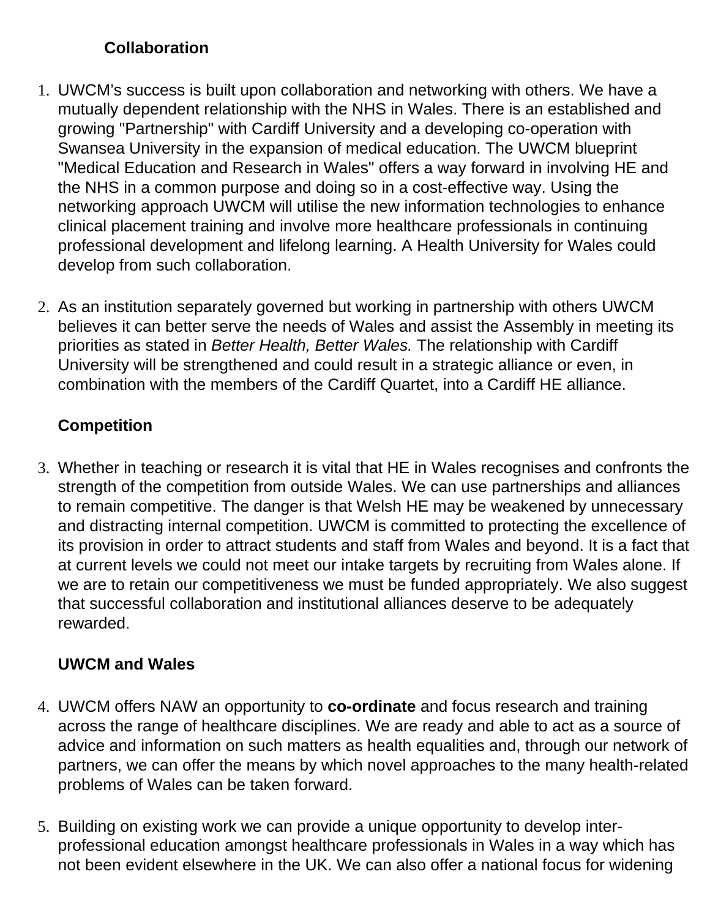## Collaboration

1. UWCM's success is built upon collaboration and networking with others. We have a mutually dependent relationship with the NHS in Wales. There is an established and growing "Partnership" with Cardiff University and a developing co-operation with Swansea University in the expansion of medical education. The UWCM blueprint "Medical Education and Research in Wales" offers a way forward in involving HE and the NHS in a common purpose and doing so in a cost-effective way. Using the networking approach UWCM will utilise the new information technologies to enhance clinical placement training and involve more healthcare professionals in continuing professional development and lifelong learning. A Health University for Wales could develop from such collaboration.

2. As an institution separately governed but working in partnership with others UWCM believes it can better serve the needs of Wales and assist the Assembly in meeting its priorities as stated in *Better Health, Better Wales.* The relationship with Cardiff University will be strengthened and could result in a strategic alliance or even, in combination with the members of the Cardiff Quartet, into a Cardiff HE alliance.

## Competition

3. Whether in teaching or research it is vital that HE in Wales recognises and confronts the strength of the competition from outside Wales. We can use partnerships and alliances to remain competitive. The danger is that Welsh HE may be weakened by unnecessary and distracting internal competition. UWCM is committed to protecting the excellence of its provision in order to attract students and staff from Wales and beyond. It is a fact that at current levels we could not meet our intake targets by recruiting from Wales alone. If we are to retain our competitiveness we must be funded appropriately. We also suggest that successful collaboration and institutional alliances deserve to be adequately rewarded.

## UWCM and Wales

4. UWCM offers NAW an opportunity to **co-ordinate** and focus research and training across the range of healthcare disciplines. We are ready and able to act as a source of advice and information on such matters as health equalities and, through our network of partners, we can offer the means by which novel approaches to the many health-related problems of Wales can be taken forward.

5. Building on existing work we can provide a unique opportunity to develop inter-professional education amongst healthcare professionals in Wales in a way which has not been evident elsewhere in the UK. We can also offer a national focus for widening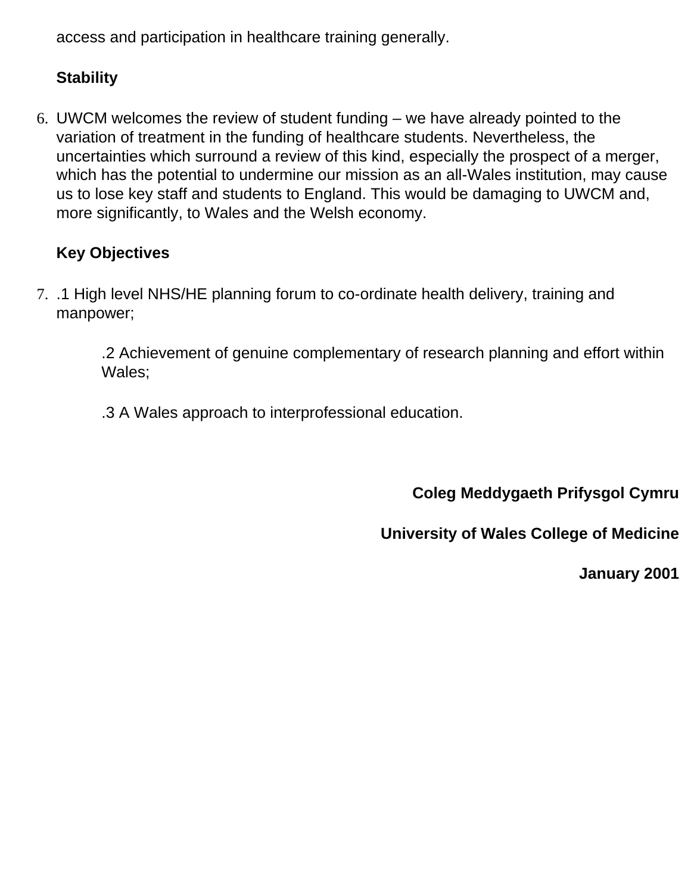access and participation in healthcare training generally.

**Stability**

6. UWCM welcomes the review of student funding – we have already pointed to the variation of treatment in the funding of healthcare students. Nevertheless, the uncertainties which surround a review of this kind, especially the prospect of a merger, which has the potential to undermine our mission as an all-Wales institution, may cause us to lose key staff and students to England. This would be damaging to UWCM and, more significantly, to Wales and the Welsh economy.

**Key Objectives**

7. .1 High level NHS/HE planning forum to co-ordinate health delivery, training and manpower;

   .2 Achievement of genuine complementary of research planning and effort within Wales;

   .3 A Wales approach to interprofessional education.

**Coleg Meddygaeth Prifysgol Cymru**

**University of Wales College of Medicine**

**January 2001**